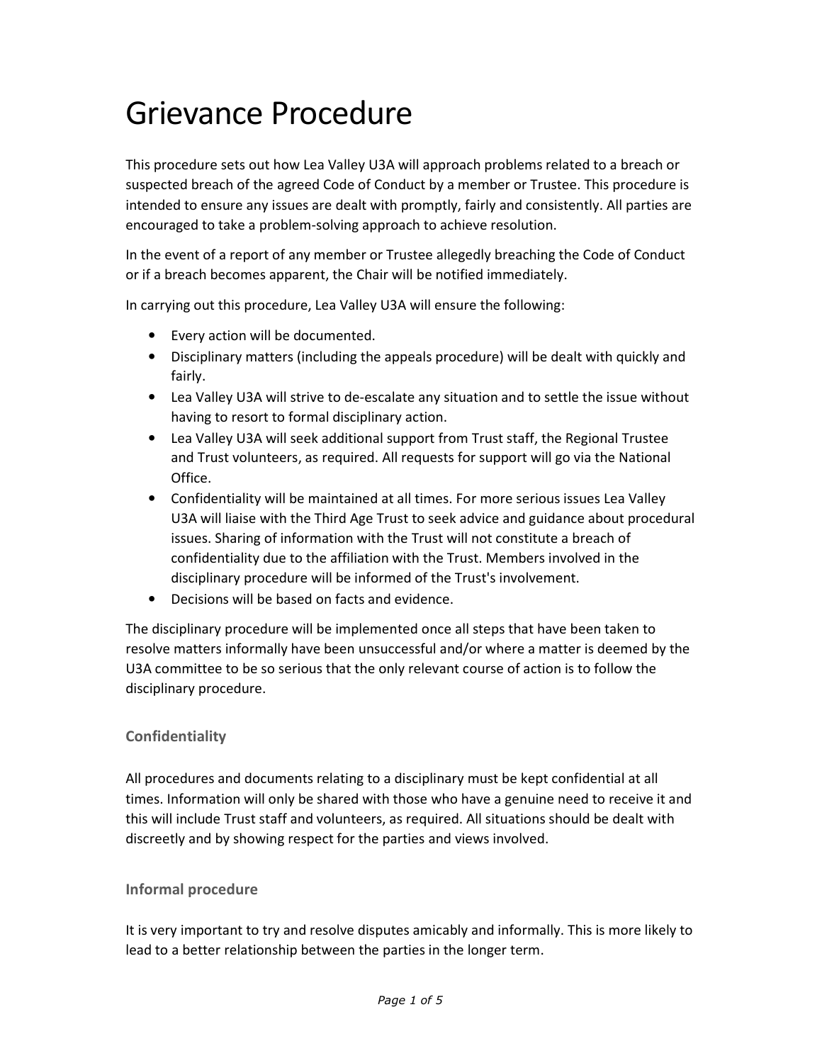# Grievance Procedure

This procedure sets out how Lea Valley U3A will approach problems related to a breach or suspected breach of the agreed Code of Conduct by a member or Trustee. This procedure is intended to ensure any issues are dealt with promptly, fairly and consistently. All parties are encouraged to take a problem-solving approach to achieve resolution.

In the event of a report of any member or Trustee allegedly breaching the Code of Conduct or if a breach becomes apparent, the Chair will be notified immediately.

In carrying out this procedure, Lea Valley U3A will ensure the following:

- Every action will be documented.
- Disciplinary matters (including the appeals procedure) will be dealt with quickly and fairly.
- Lea Valley U3A will strive to de-escalate any situation and to settle the issue without having to resort to formal disciplinary action.
- Lea Valley U3A will seek additional support from Trust staff, the Regional Trustee and Trust volunteers, as required. All requests for support will go via the National Office.
- Confidentiality will be maintained at all times. For more serious issues Lea Valley U3A will liaise with the Third Age Trust to seek advice and guidance about procedural issues. Sharing of information with the Trust will not constitute a breach of confidentiality due to the affiliation with the Trust. Members involved in the disciplinary procedure will be informed of the Trust's involvement.
- Decisions will be based on facts and evidence.

The disciplinary procedure will be implemented once all steps that have been taken to resolve matters informally have been unsuccessful and/or where a matter is deemed by the U3A committee to be so serious that the only relevant course of action is to follow the disciplinary procedure.

### Confidentiality

All procedures and documents relating to a disciplinary must be kept confidential at all times. Information will only be shared with those who have a genuine need to receive it and this will include Trust staff and volunteers, as required. All situations should be dealt with discreetly and by showing respect for the parties and views involved.

### Informal procedure

It is very important to try and resolve disputes amicably and informally. This is more likely to lead to a better relationship between the parties in the longer term.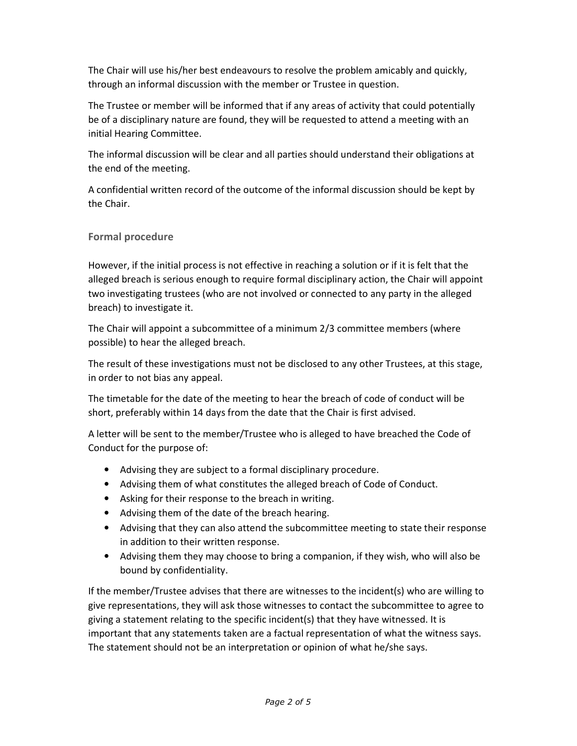The Chair will use his/her best endeavours to resolve the problem amicably and quickly, through an informal discussion with the member or Trustee in question.

The Trustee or member will be informed that if any areas of activity that could potentially be of a disciplinary nature are found, they will be requested to attend a meeting with an initial Hearing Committee.

The informal discussion will be clear and all parties should understand their obligations at the end of the meeting.

A confidential written record of the outcome of the informal discussion should be kept by the Chair.

### Formal procedure

However, if the initial process is not effective in reaching a solution or if it is felt that the alleged breach is serious enough to require formal disciplinary action, the Chair will appoint two investigating trustees (who are not involved or connected to any party in the alleged breach) to investigate it.

The Chair will appoint a subcommittee of a minimum 2/3 committee members (where possible) to hear the alleged breach.

The result of these investigations must not be disclosed to any other Trustees, at this stage, in order to not bias any appeal.

The timetable for the date of the meeting to hear the breach of code of conduct will be short, preferably within 14 days from the date that the Chair is first advised.

A letter will be sent to the member/Trustee who is alleged to have breached the Code of Conduct for the purpose of:

- Advising they are subject to a formal disciplinary procedure.
- Advising them of what constitutes the alleged breach of Code of Conduct.
- Asking for their response to the breach in writing.
- Advising them of the date of the breach hearing.
- Advising that they can also attend the subcommittee meeting to state their response in addition to their written response.
- Advising them they may choose to bring a companion, if they wish, who will also be bound by confidentiality.

If the member/Trustee advises that there are witnesses to the incident(s) who are willing to give representations, they will ask those witnesses to contact the subcommittee to agree to giving a statement relating to the specific incident(s) that they have witnessed. It is important that any statements taken are a factual representation of what the witness says. The statement should not be an interpretation or opinion of what he/she says.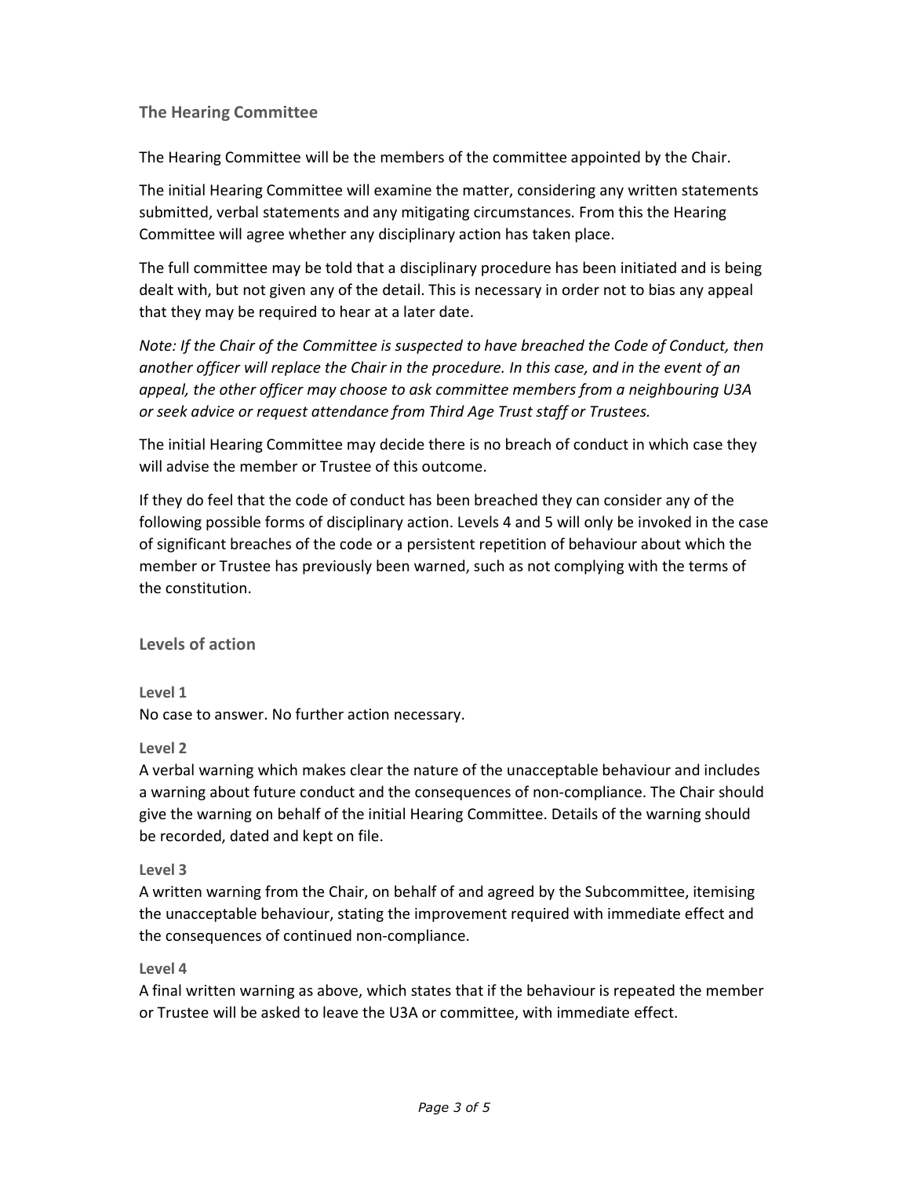## The Hearing Committee

The Hearing Committee will be the members of the committee appointed by the Chair.

The initial Hearing Committee will examine the matter, considering any written statements submitted, verbal statements and any mitigating circumstances. From this the Hearing Committee will agree whether any disciplinary action has taken place.

The full committee may be told that a disciplinary procedure has been initiated and is being dealt with, but not given any of the detail. This is necessary in order not to bias any appeal that they may be required to hear at a later date.

*Note: If the Chair of the Committee is suspected to have breached the Code of Conduct, then another officer will replace the Chair in the procedure. In this case, and in the event of an appeal, the other officer may choose to ask committee members from a neighbouring U3A or seek advice or request attendance from Third Age Trust staff or Trustees.*

The initial Hearing Committee may decide there is no breach of conduct in which case they will advise the member or Trustee of this outcome.

If they do feel that the code of conduct has been breached they can consider any of the following possible forms of disciplinary action. Levels 4 and 5 will only be invoked in the case of significant breaches of the code or a persistent repetition of behaviour about which the member or Trustee has previously been warned, such as not complying with the terms of the constitution.

## Levels of action

### Level 1

No case to answer. No further action necessary.

### Level 2

A verbal warning which makes clear the nature of the unacceptable behaviour and includes a warning about future conduct and the consequences of non-compliance. The Chair should give the warning on behalf of the initial Hearing Committee. Details of the warning should be recorded, dated and kept on file.

### Level 3

A written warning from the Chair, on behalf of and agreed by the Subcommittee, itemising the unacceptable behaviour, stating the improvement required with immediate effect and the consequences of continued non-compliance.

### Level 4

A final written warning as above, which states that if the behaviour is repeated the member or Trustee will be asked to leave the U3A or committee, with immediate effect.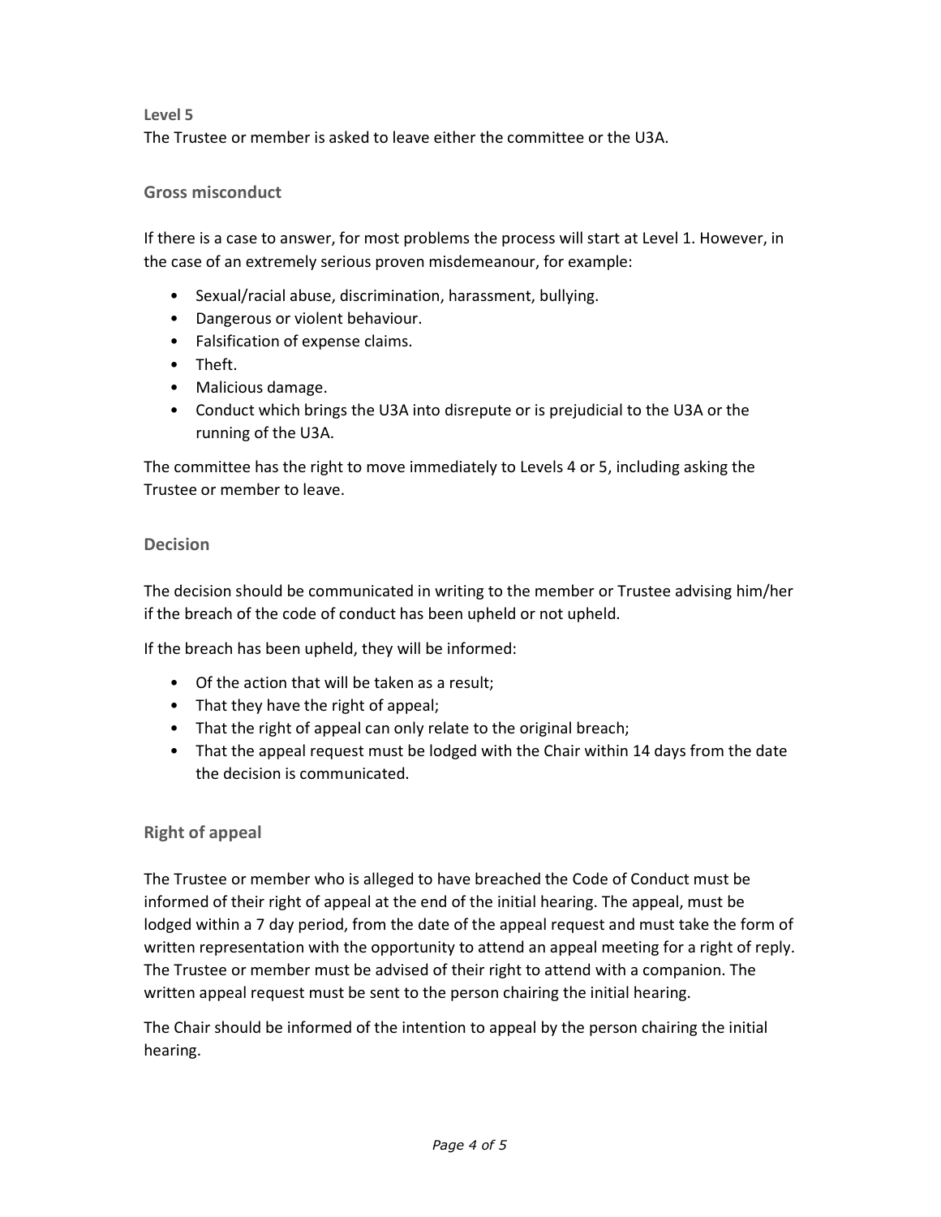#### Level 5

The Trustee or member is asked to leave either the committee or the U3A.

### Gross misconduct

If there is a case to answer, for most problems the process will start at Level 1. However, in the case of an extremely serious proven misdemeanour, for example:

- Sexual/racial abuse, discrimination, harassment, bullying.
- Dangerous or violent behaviour.
- Falsification of expense claims.
- Theft.
- Malicious damage.
- Conduct which brings the U3A into disrepute or is prejudicial to the U3A or the running of the U3A.

The committee has the right to move immediately to Levels 4 or 5, including asking the Trustee or member to leave.

### Decision

The decision should be communicated in writing to the member or Trustee advising him/her if the breach of the code of conduct has been upheld or not upheld.

If the breach has been upheld, they will be informed:

- Of the action that will be taken as a result;
- That they have the right of appeal;
- That the right of appeal can only relate to the original breach;
- That the appeal request must be lodged with the Chair within 14 days from the date the decision is communicated.

### Right of appeal

The Trustee or member who is alleged to have breached the Code of Conduct must be informed of their right of appeal at the end of the initial hearing. The appeal, must be lodged within a 7 day period, from the date of the appeal request and must take the form of written representation with the opportunity to attend an appeal meeting for a right of reply. The Trustee or member must be advised of their right to attend with a companion. The written appeal request must be sent to the person chairing the initial hearing.

The Chair should be informed of the intention to appeal by the person chairing the initial hearing.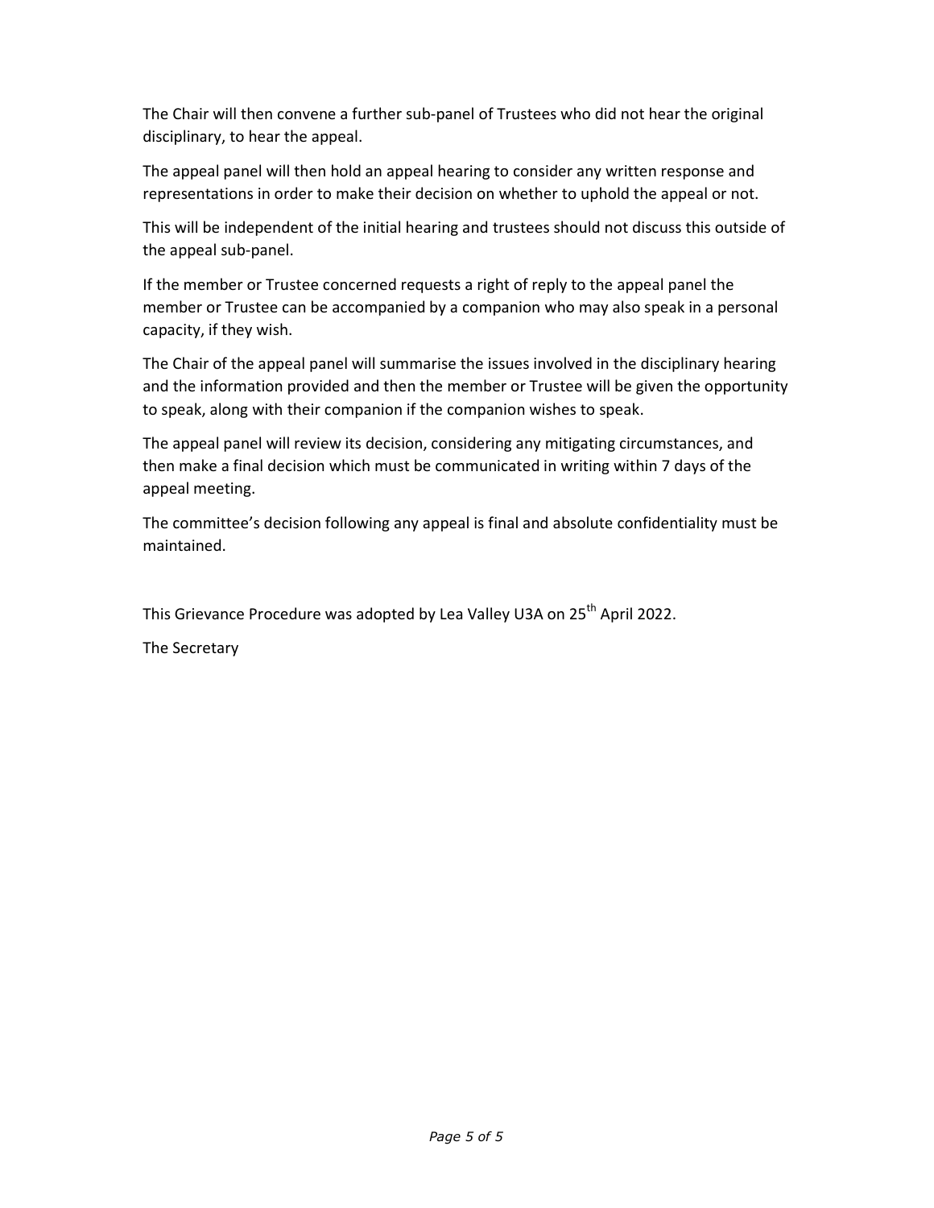The Chair will then convene a further sub-panel of Trustees who did not hear the original disciplinary, to hear the appeal.

The appeal panel will then hold an appeal hearing to consider any written response and representations in order to make their decision on whether to uphold the appeal or not.

This will be independent of the initial hearing and trustees should not discuss this outside of the appeal sub-panel.

If the member or Trustee concerned requests a right of reply to the appeal panel the member or Trustee can be accompanied by a companion who may also speak in a personal capacity, if they wish.

The Chair of the appeal panel will summarise the issues involved in the disciplinary hearing and the information provided and then the member or Trustee will be given the opportunity to speak, along with their companion if the companion wishes to speak.

The appeal panel will review its decision, considering any mitigating circumstances, and then make a final decision which must be communicated in writing within 7 days of the appeal meeting.

The committee's decision following any appeal is final and absolute confidentiality must be maintained.

This Grievance Procedure was adopted by Lea Valley U3A on 25th April 2022.

The Secretary